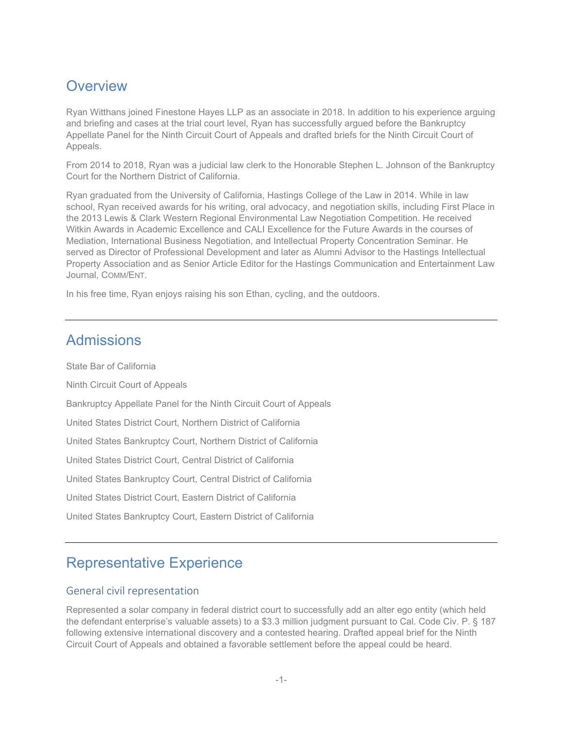## Overview

Ryan Witthans joined Finestone Hayes LLP as an associate in 2018. In addition to his experience arguing and briefing and cases at the trial court level, Ryan has successfully argued before the Bankruptcy Appellate Panel for the Ninth Circuit Court of Appeals and drafted briefs for the Ninth Circuit Court of Appeals.

From 2014 to 2018, Ryan was a judicial law clerk to the Honorable Stephen L. Johnson of the Bankruptcy Court for the Northern District of California.

Ryan graduated from the University of California, Hastings College of the Law in 2014. While in law school, Ryan received awards for his writing, oral advocacy, and negotiation skills, including First Place in the 2013 Lewis & Clark Western Regional Environmental Law Negotiation Competition. He received Witkin Awards in Academic Excellence and CALI Excellence for the Future Awards in the courses of Mediation, International Business Negotiation, and Intellectual Property Concentration Seminar. He served as Director of Professional Development and later as Alumni Advisor to the Hastings Intellectual Property Association and as Senior Article Editor for the Hastings Communication and Entertainment Law Journal, COMM/ENT.

In his free time, Ryan enjoys raising his son Ethan, cycling, and the outdoors.

---

## Admissions

State Bar of California

Ninth Circuit Court of Appeals

Bankruptcy Appellate Panel for the Ninth Circuit Court of Appeals

United States District Court, Northern District of California

United States Bankruptcy Court, Northern District of California

United States District Court, Central District of California

United States Bankruptcy Court, Central District of California

United States District Court, Eastern District of California

United States Bankruptcy Court, Eastern District of California

---

## Representative Experience

### General civil representation

Represented a solar company in federal district court to successfully add an alter ego entity (which held the defendant enterprise's valuable assets) to a $3.3 million judgment pursuant to Cal. Code Civ. P. § 187 following extensive international discovery and a contested hearing. Drafted appeal brief for the Ninth Circuit Court of Appeals and obtained a favorable settlement before the appeal could be heard.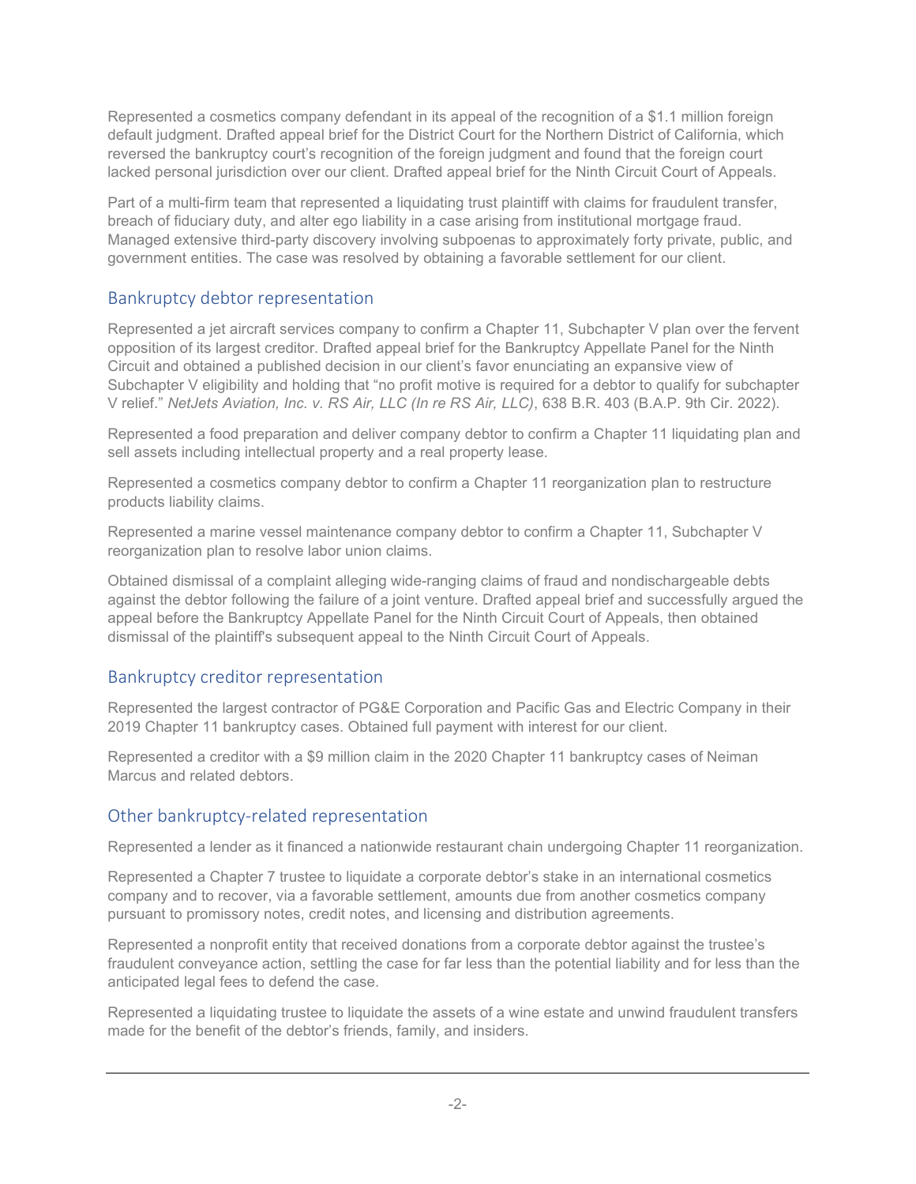Represented a cosmetics company defendant in its appeal of the recognition of a $1.1 million foreign default judgment. Drafted appeal brief for the District Court for the Northern District of California, which reversed the bankruptcy court's recognition of the foreign judgment and found that the foreign court lacked personal jurisdiction over our client. Drafted appeal brief for the Ninth Circuit Court of Appeals.

Part of a multi-firm team that represented a liquidating trust plaintiff with claims for fraudulent transfer, breach of fiduciary duty, and alter ego liability in a case arising from institutional mortgage fraud. Managed extensive third-party discovery involving subpoenas to approximately forty private, public, and government entities. The case was resolved by obtaining a favorable settlement for our client.

## Bankruptcy debtor representation

Represented a jet aircraft services company to confirm a Chapter 11, Subchapter V plan over the fervent opposition of its largest creditor. Drafted appeal brief for the Bankruptcy Appellate Panel for the Ninth Circuit and obtained a published decision in our client's favor enunciating an expansive view of Subchapter V eligibility and holding that "no profit motive is required for a debtor to qualify for subchapter V relief." *NetJets Aviation, Inc. v. RS Air, LLC (In re RS Air, LLC)*, 638 B.R. 403 (B.A.P. 9th Cir. 2022).

Represented a food preparation and deliver company debtor to confirm a Chapter 11 liquidating plan and sell assets including intellectual property and a real property lease.

Represented a cosmetics company debtor to confirm a Chapter 11 reorganization plan to restructure products liability claims.

Represented a marine vessel maintenance company debtor to confirm a Chapter 11, Subchapter V reorganization plan to resolve labor union claims.

Obtained dismissal of a complaint alleging wide-ranging claims of fraud and nondischargeable debts against the debtor following the failure of a joint venture. Drafted appeal brief and successfully argued the appeal before the Bankruptcy Appellate Panel for the Ninth Circuit Court of Appeals, then obtained dismissal of the plaintiff's subsequent appeal to the Ninth Circuit Court of Appeals.

## Bankruptcy creditor representation

Represented the largest contractor of PG&E Corporation and Pacific Gas and Electric Company in their 2019 Chapter 11 bankruptcy cases. Obtained full payment with interest for our client.

Represented a creditor with a $9 million claim in the 2020 Chapter 11 bankruptcy cases of Neiman Marcus and related debtors.

## Other bankruptcy-related representation

Represented a lender as it financed a nationwide restaurant chain undergoing Chapter 11 reorganization.

Represented a Chapter 7 trustee to liquidate a corporate debtor's stake in an international cosmetics company and to recover, via a favorable settlement, amounts due from another cosmetics company pursuant to promissory notes, credit notes, and licensing and distribution agreements.

Represented a nonprofit entity that received donations from a corporate debtor against the trustee's fraudulent conveyance action, settling the case for far less than the potential liability and for less than the anticipated legal fees to defend the case.

Represented a liquidating trustee to liquidate the assets of a wine estate and unwind fraudulent transfers made for the benefit of the debtor's friends, family, and insiders.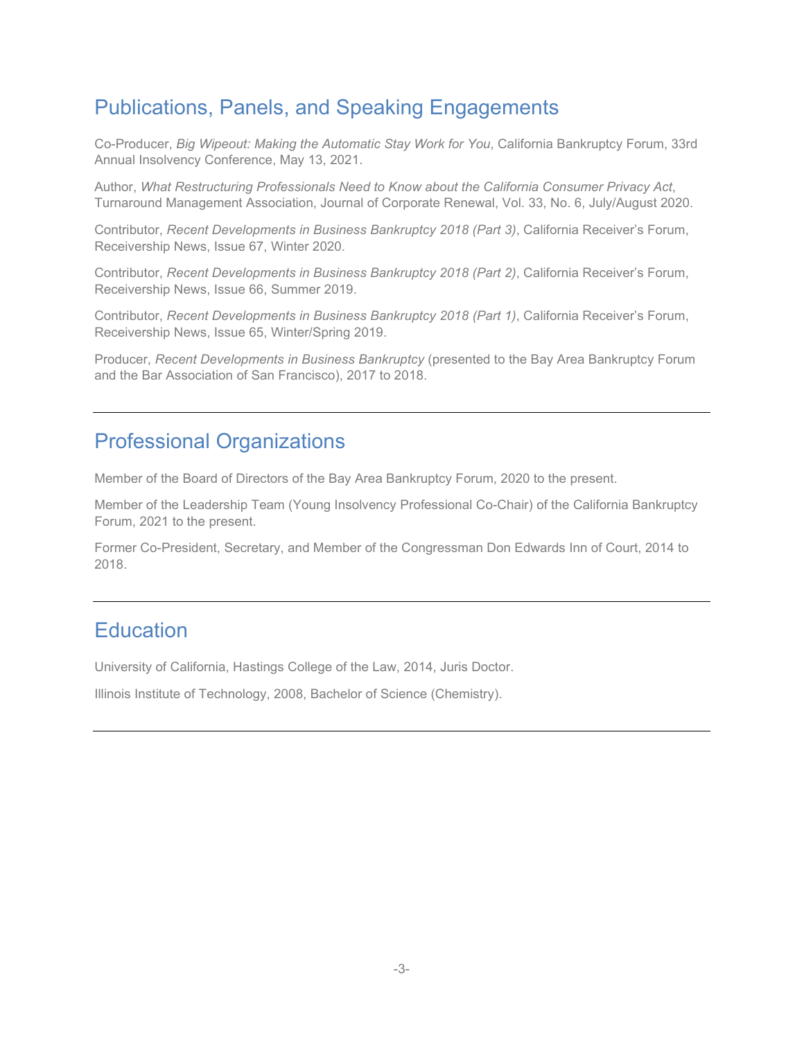## Publications, Panels, and Speaking Engagements

Co-Producer, *Big Wipeout: Making the Automatic Stay Work for You*, California Bankruptcy Forum, 33rd Annual Insolvency Conference, May 13, 2021.

Author, *What Restructuring Professionals Need to Know about the California Consumer Privacy Act*, Turnaround Management Association, Journal of Corporate Renewal, Vol. 33, No. 6, July/August 2020.

Contributor, *Recent Developments in Business Bankruptcy 2018 (Part 3)*, California Receiver's Forum, Receivership News, Issue 67, Winter 2020.

Contributor, *Recent Developments in Business Bankruptcy 2018 (Part 2)*, California Receiver's Forum, Receivership News, Issue 66, Summer 2019.

Contributor, *Recent Developments in Business Bankruptcy 2018 (Part 1)*, California Receiver's Forum, Receivership News, Issue 65, Winter/Spring 2019.

Producer, *Recent Developments in Business Bankruptcy* (presented to the Bay Area Bankruptcy Forum and the Bar Association of San Francisco), 2017 to 2018.

---

## Professional Organizations

Member of the Board of Directors of the Bay Area Bankruptcy Forum, 2020 to the present.

Member of the Leadership Team (Young Insolvency Professional Co-Chair) of the California Bankruptcy Forum, 2021 to the present.

Former Co-President, Secretary, and Member of the Congressman Don Edwards Inn of Court, 2014 to 2018.

---

## Education

University of California, Hastings College of the Law, 2014, Juris Doctor.

Illinois Institute of Technology, 2008, Bachelor of Science (Chemistry).

---